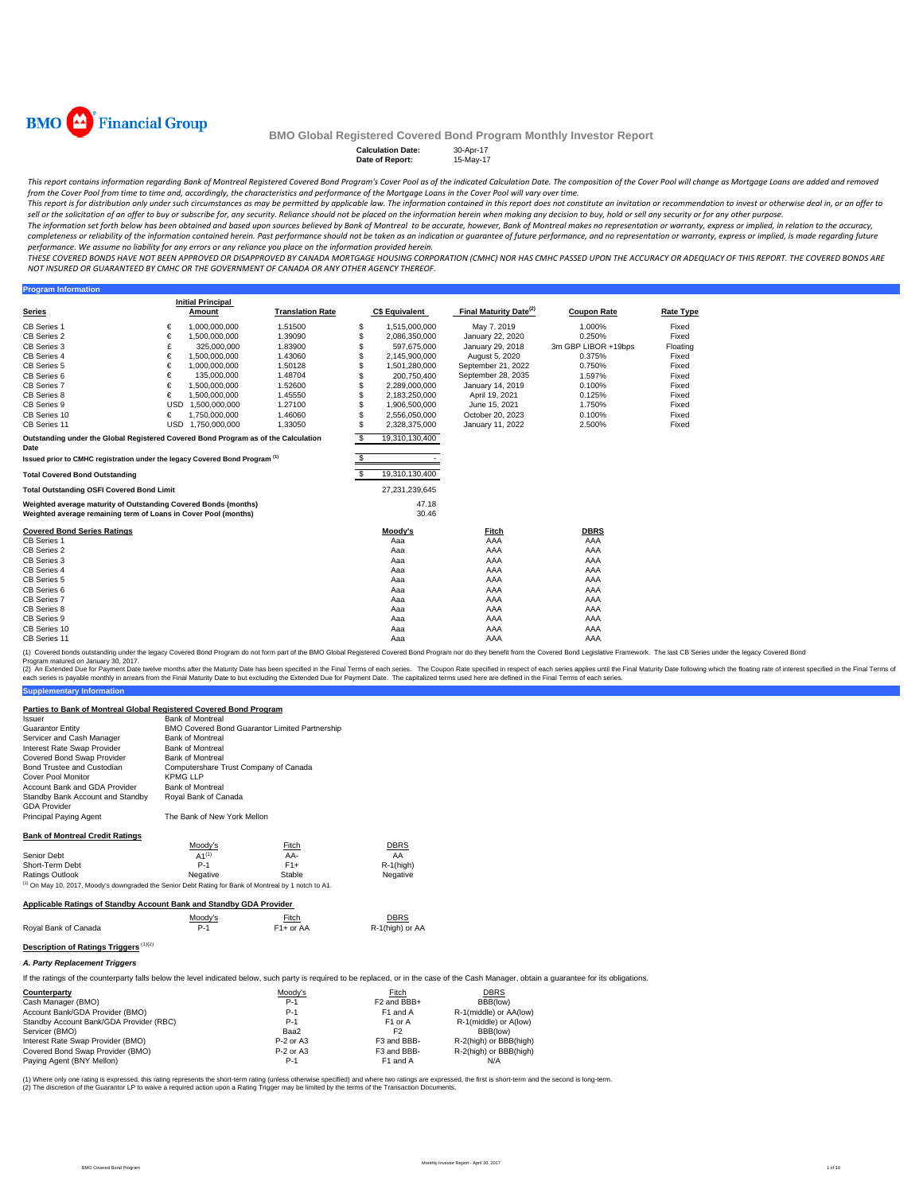BMO Financial Group

# BMO Global Registered Covered Bond Program Monthly Investor Report

**Calculation Date:** 30-Apr-17
**Date of Report:** 15-May-17

*This report contains information regarding Bank of Montreal Registered Covered Bond Program's Cover Pool as of the indicated Calculation Date. The composition of the Cover Pool will change as Mortgage Loans are added and removed from the Cover Pool from time to time and, accordingly, the characteristics and performance of the Mortgage Loans in the Cover Pool will vary over time.*

*This report is for distribution only under such circumstances as may be permitted by applicable law. The information contained in this report does not constitute an invitation or recommendation to invest or otherwise deal in, or an offer to sell or the solicitation of an offer to buy or subscribe for, any security. Reliance should not be placed on the information herein when making any decision to buy, hold or sell any security or for any other purpose.*

*The information set forth below has been obtained and based upon sources believed by Bank of Montreal to be accurate, however, Bank of Montreal makes no representation or warranty, express or implied, in relation to the accuracy, completeness or reliability of the information contained herein. Past performance should not be taken as an indication or guarantee of future performance, and no representation or warranty, express or implied, is made regarding future performance. We assume no liability for any errors or any reliance you place on the information provided herein.*

*THESE COVERED BONDS HAVE NOT BEEN APPROVED OR DISAPPROVED BY CANADA MORTGAGE HOUSING CORPORATION (CMHC) NOR HAS CMHC PASSED UPON THE ACCURACY OR ADEQUACY OF THIS REPORT. THE COVERED BONDS ARE NOT INSURED OR GUARANTEED BY CMHC OR THE GOVERNMENT OF CANADA OR ANY OTHER AGENCY THEREOF.*

## Program Information

| Series | | Initial Principal Amount | Translation Rate | | C$ Equivalent | Final Maturity Date[(2)] | Coupon Rate | Rate Type |
|---|---|---|---|---|---|---|---|---|
| CB Series 1 | € | 1,000,000,000 | 1.51500 | $ | 1,515,000,000 | May 7, 2019 | 1.000% | Fixed |
| CB Series 2 | € | 1,500,000,000 | 1.39090 | $ | 2,086,350,000 | January 22, 2020 | 0.250% | Fixed |
| CB Series 3 | £ | 325,000,000 | 1.83900 | $ | 597,675,000 | January 29, 2018 | 3m GBP LIBOR +19bps | Floating |
| CB Series 4 | € | 1,500,000,000 | 1.43060 | $ | 2,145,900,000 | August 5, 2020 | 0.375% | Fixed |
| CB Series 5 | € | 1,000,000,000 | 1.50128 | $ | 1,501,280,000 | September 21, 2022 | 0.750% | Fixed |
| CB Series 6 | € | 135,000,000 | 1.48704 | $ | 200,750,400 | September 28, 2035 | 1.597% | Fixed |
| CB Series 7 | € | 1,500,000,000 | 1.52600 | $ | 2,289,000,000 | January 14, 2019 | 0.100% | Fixed |
| CB Series 8 | € | 1,500,000,000 | 1.45550 | $ | 2,183,250,000 | April 19, 2021 | 0.125% | Fixed |
| CB Series 9 | USD | 1,500,000,000 | 1.27100 | $ | 1,906,500,000 | June 15, 2021 | 1.750% | Fixed |
| CB Series 10 | € | 1,750,000,000 | 1.46060 | $ | 2,556,050,000 | October 20, 2023 | 0.100% | Fixed |
| CB Series 11 | USD | 1,750,000,000 | 1.33050 | $ | 2,328,375,000 | January 11, 2022 | 2.500% | Fixed |

| | | |
|---|---|---|
| Outstanding under the Global Registered Covered Bond Program as of the Calculation Date | $ | 19,310,130,400 |
| Issued prior to CMHC registration under the legacy Covered Bond Program [(1)] | $ | - |
| Total Covered Bond Outstanding | $ | 19,310,130,400 |
| Total Outstanding OSFI Covered Bond Limit | | 27,231,239,645 |
| Weighted average maturity of Outstanding Covered Bonds (months) | | 47.18 |
| Weighted average remaining term of Loans in Cover Pool (months) | | 30.46 |

| Covered Bond Series Ratings | Moody's | Fitch | DBRS |
|---|---|---|---|
| CB Series 1 | Aaa | AAA | AAA |
| CB Series 2 | Aaa | AAA | AAA |
| CB Series 3 | Aaa | AAA | AAA |
| CB Series 4 | Aaa | AAA | AAA |
| CB Series 5 | Aaa | AAA | AAA |
| CB Series 6 | Aaa | AAA | AAA |
| CB Series 7 | Aaa | AAA | AAA |
| CB Series 8 | Aaa | AAA | AAA |
| CB Series 9 | Aaa | AAA | AAA |
| CB Series 10 | Aaa | AAA | AAA |
| CB Series 11 | Aaa | AAA | AAA |

(1) Covered bonds outstanding under the legacy Covered Bond Program do not form part of the BMO Global Registered Covered Bond Program nor do they benefit from the Covered Bond Legislative Framework. The last CB Series under the legacy Covered Bond Program matured on January 30, 2017.
(2) An Extended Due for Payment Date twelve months after the Maturity Date has been specified in the Final Terms of each series. The Coupon Rate specified in respect of each series applies until the Final Maturity Date following which the floating rate of interest specified in the Final Terms of each series is payable monthly in arrears from the Final Maturity Date to but excluding the Extended Due for Payment Date. The capitalized terms used here are defined in the Final Terms of each series.

## Supplementary Information

### Parties to Bank of Montreal Global Registered Covered Bond Program

| | |
|---|---|
| Issuer | Bank of Montreal |
| Guarantor Entity | BMO Covered Bond Guarantor Limited Partnership |
| Servicer and Cash Manager | Bank of Montreal |
| Interest Rate Swap Provider | Bank of Montreal |
| Covered Bond Swap Provider | Bank of Montreal |
| Bond Trustee and Custodian | Computershare Trust Company of Canada |
| Cover Pool Monitor | KPMG LLP |
| Account Bank and GDA Provider | Bank of Montreal |
| Standby Bank Account and Standby GDA Provider | Royal Bank of Canada |
| Principal Paying Agent | The Bank of New York Mellon |

### Bank of Montreal Credit Ratings

| | Moody's | Fitch | DBRS |
|---|---|---|---|
| Senior Debt | A1[(1)] | AA- | AA |
| Short-Term Debt | P-1 | F1+ | R-1(high) |
| Ratings Outlook | Negative | Stable | Negative |

(1) On May 10, 2017, Moody's downgraded the Senior Debt Rating for Bank of Montreal by 1 notch to A1.

### Applicable Ratings of Standby Account Bank and Standby GDA Provider

| | Moody's | Fitch | DBRS |
|---|---|---|---|
| Royal Bank of Canada | P-1 | F1+ or AA | R-1(high) or AA |

### Description of Ratings Triggers [(1)(2)]

*A. Party Replacement Triggers*

If the ratings of the counterparty falls below the level indicated below, such party is required to be replaced, or in the case of the Cash Manager, obtain a guarantee for its obligations.

| Counterparty | Moody's | Fitch | DBRS |
|---|---|---|---|
| Cash Manager (BMO) | P-1 | F2 and BBB+ | BBB(low) |
| Account Bank/GDA Provider (BMO) | P-1 | F1 and A | R-1(middle) or AA(low) |
| Standby Account Bank/GDA Provider (RBC) | P-1 | F1 or A | R-1(middle) or A(low) |
| Servicer (BMO) | Baa2 | F2 | BBB(low) |
| Interest Rate Swap Provider (BMO) | P-2 or A3 | F3 and BBB- | R-2(high) or BBB(high) |
| Covered Bond Swap Provider (BMO) | P-2 or A3 | F3 and BBB- | R-2(high) or BBB(high) |
| Paying Agent (BNY Mellon) | P-1 | F1 and A | N/A |

(1) Where only one rating is expressed, this rating represents the short-term rating (unless otherwise specified) and where two ratings are expressed, the first is short-term and the second is long-term.
(2) The discretion of the Guarantor LP to waive a required action upon a Rating Trigger may be limited by the terms of the Transaction Documents.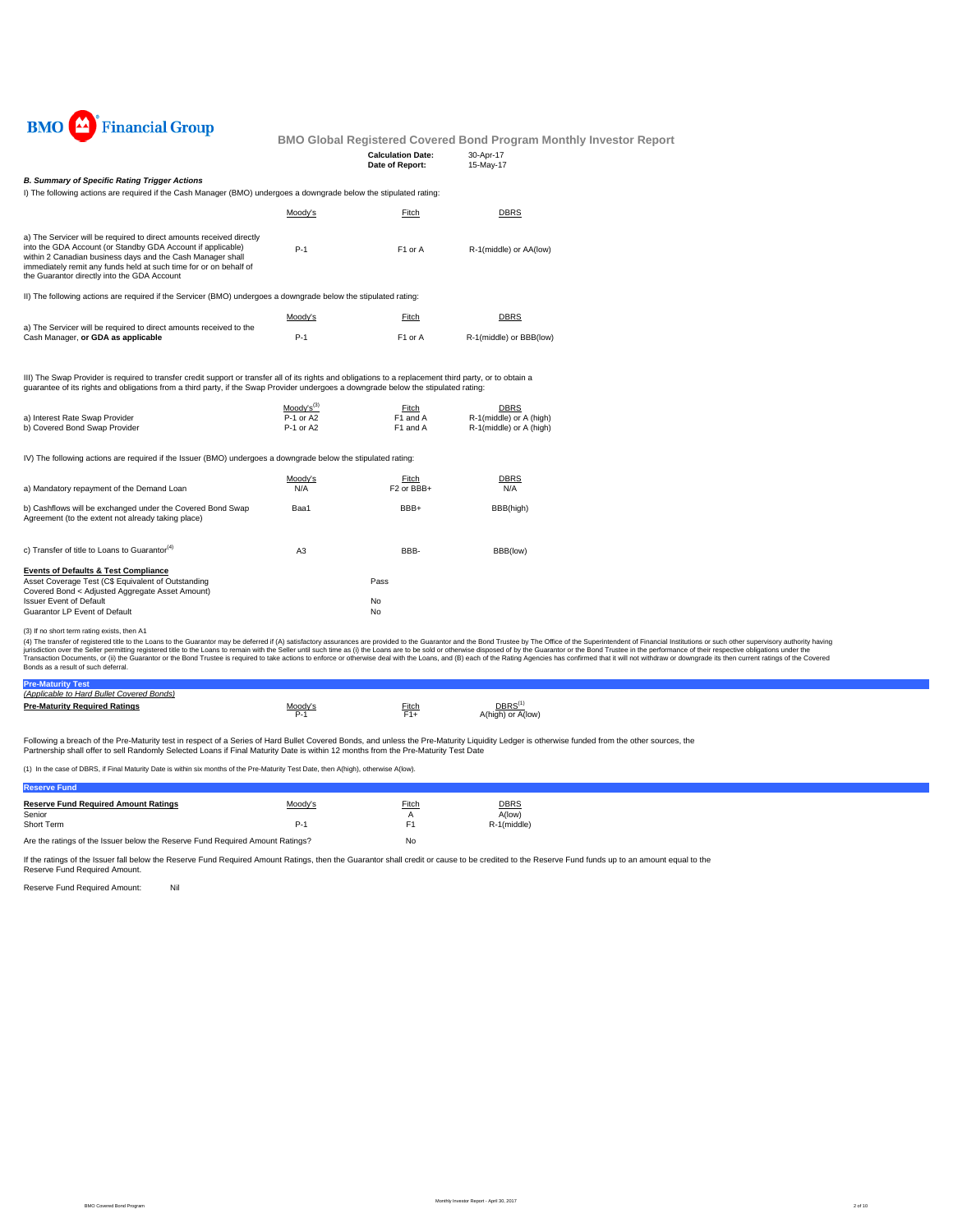BMO Financial Group

# BMO Global Registered Covered Bond Program Monthly Investor Report

**Calculation Date:** 30-Apr-17
**Date of Report:** 15-May-17

### *B. Summary of Specific Rating Trigger Actions*

I) The following actions are required if the Cash Manager (BMO) undergoes a downgrade below the stipulated rating:

| | Moody's | Fitch | DBRS |
|---|---|---|---|
| a) The Servicer will be required to direct amounts received directly into the GDA Account (or Standby GDA Account if applicable) within 2 Canadian business days and the Cash Manager shall immediately remit any funds held at such time for or on behalf of the Guarantor directly into the GDA Account | P-1 | F1 or A | R-1(middle) or AA(low) |

II) The following actions are required if the Servicer (BMO) undergoes a downgrade below the stipulated rating:

| | Moody's | Fitch | DBRS |
|---|---|---|---|
| a) The Servicer will be required to direct amounts received to the Cash Manager, **or GDA as applicable** | P-1 | F1 or A | R-1(middle) or BBB(low) |

III) The Swap Provider is required to transfer credit support or transfer all of its rights and obligations to a replacement third party, or to obtain a guarantee of its rights and obligations from a third party, if the Swap Provider undergoes a downgrade below the stipulated rating:

| | Moody's[3] | Fitch | DBRS |
|---|---|---|---|
| a) Interest Rate Swap Provider | P-1 or A2 | F1 and A | R-1(middle) or A (high) |
| b) Covered Bond Swap Provider | P-1 or A2 | F1 and A | R-1(middle) or A (high) |

IV) The following actions are required if the Issuer (BMO) undergoes a downgrade below the stipulated rating:

| | Moody's | Fitch | DBRS |
|---|---|---|---|
| a) Mandatory repayment of the Demand Loan | N/A | F2 or BBB+ | N/A |
| b) Cashflows will be exchanged under the Covered Bond Swap Agreement (to the extent not already taking place) | Baa1 | BBB+ | BBB(high) |
| c) Transfer of title to Loans to Guarantor[4] | A3 | BBB- | BBB(low) |

**Events of Defaults & Test Compliance**

| | |
|---|---|
| Asset Coverage Test (C$ Equivalent of Outstanding Covered Bond < Adjusted Aggregate Asset Amount) | Pass |
| Issuer Event of Default | No |
| Guarantor LP Event of Default | No |

(3) If no short term rating exists, then A1

(4) The transfer of registered title to the Loans to the Guarantor may be deferred if (A) satisfactory assurances are provided to the Guarantor and the Bond Trustee by The Office of the Superintendent of Financial Institutions or such other supervisory authority having jurisdiction over the Seller permitting registered title to the Loans to remain with the Seller until such time as (i) the Loans are to be sold or otherwise disposed of by the Guarantor or the Bond Trustee in the performance of their respective obligations under the Transaction Documents, or (ii) the Guarantor or the Bond Trustee is required to take actions to enforce or otherwise deal with the Loans, and (B) each of the Rating Agencies has confirmed that it will not withdraw or downgrade its then current ratings of the Covered Bonds as a result of such deferral.

## Pre-Maturity Test

*(Applicable to Hard Bullet Covered Bonds)*

| | Moody's | Fitch | DBRS[1] |
|---|---|---|---|
| **Pre-Maturity Required Ratings** | P-1 | F1+ | A(high) or A(low) |

Following a breach of the Pre-Maturity test in respect of a Series of Hard Bullet Covered Bonds, and unless the Pre-Maturity Liquidity Ledger is otherwise funded from the other sources, the Partnership shall offer to sell Randomly Selected Loans if Final Maturity Date is within 12 months from the Pre-Maturity Test Date

(1) In the case of DBRS, if Final Maturity Date is within six months of the Pre-Maturity Test Date, then A(high), otherwise A(low).

## Reserve Fund

| **Reserve Fund Required Amount Ratings** | Moody's | Fitch | DBRS |
|---|---|---|---|
| Senior | | A | A(low) |
| Short Term | P-1 | F1 | R-1(middle) |

Are the ratings of the Issuer below the Reserve Fund Required Amount Ratings? No

If the ratings of the Issuer fall below the Reserve Fund Required Amount Ratings, then the Guarantor shall credit or cause to be credited to the Reserve Fund funds up to an amount equal to the Reserve Fund Required Amount.

Reserve Fund Required Amount: Nil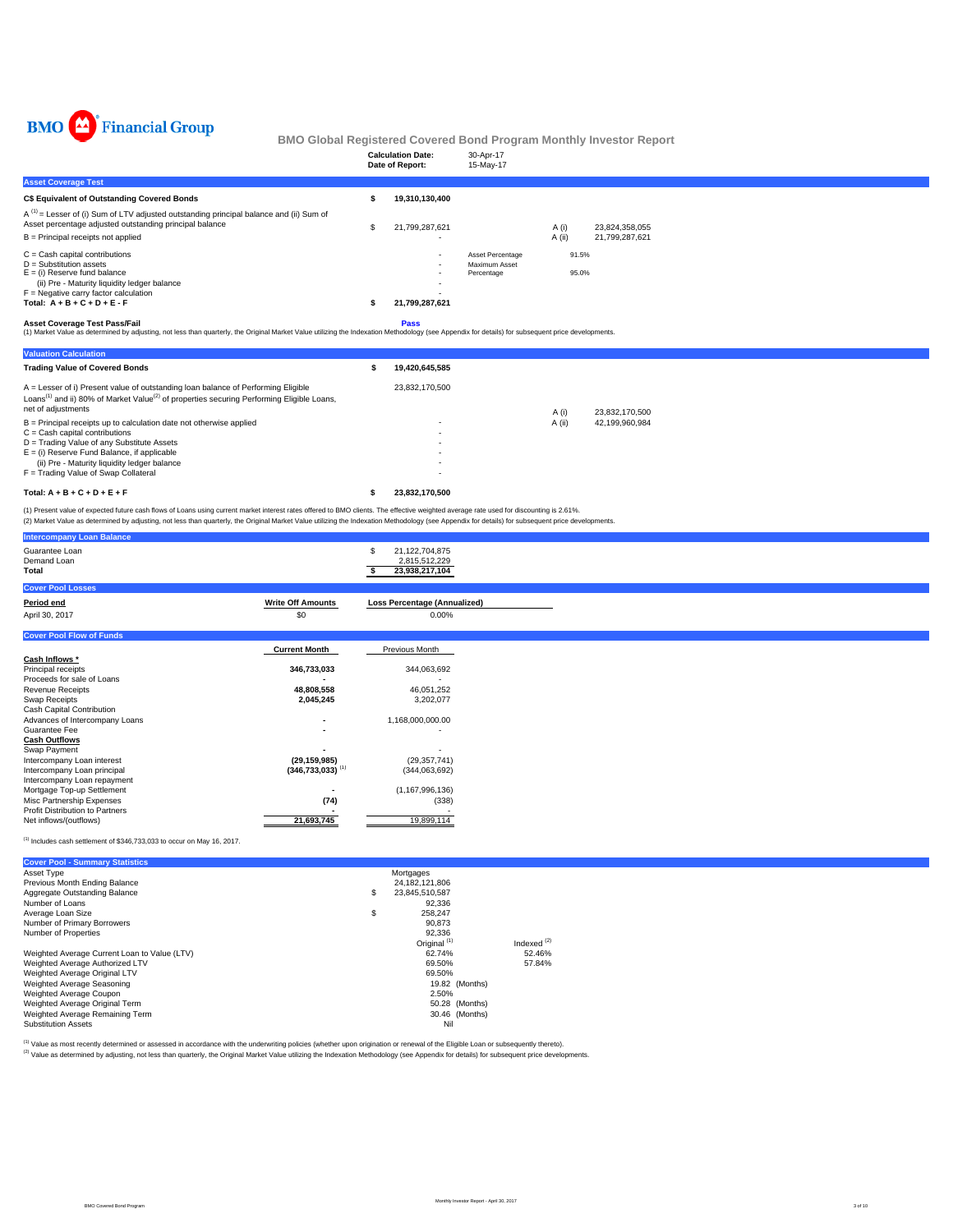BMO Financial Group

## BMO Global Registered Covered Bond Program Monthly Investor Report

| | |
|---|---|
| **Calculation Date:** | 30-Apr-17 |
| **Date of Report:** | 15-May-17 |

### Asset Coverage Test

| | | | | |
|---|---|---|---|---|
| **C$ Equivalent of Outstanding Covered Bonds** | $ 19,310,130,400 | | | |
| A [1] = Lesser of (i) Sum of LTV adjusted outstanding principal balance and (ii) Sum of Asset percentage adjusted outstanding principal balance | $ 21,799,287,621 | | A (i) | 23,824,358,055 |
| B = Principal receipts not applied | - | | A (ii) | 21,799,287,621 |
| C = Cash capital contributions | - | Asset Percentage | 91.5% | |
| D = Substitution assets | - | Maximum Asset Percentage | 95.0% | |
| E = (i) Reserve fund balance | - | | | |
| (ii) Pre - Maturity liquidity ledger balance | - | | | |
| F = Negative carry factor calculation | - | | | |
| **Total: A + B + C + D + E - F** | **$ 21,799,287,621** | | | |

**Asset Coverage Test Pass/Fail** **Pass**

(1) Market Value as determined by adjusting, not less than quarterly, the Original Market Value utilizing the Indexation Methodology (see Appendix for details) for subsequent price developments.

### Valuation Calculation

| | | | |
|---|---|---|---|
| **Trading Value of Covered Bonds** | **$ 19,420,645,585** | | |
| A = Lesser of i) Present value of outstanding loan balance of Performing Eligible Loans[1] and ii) 80% of Market Value[2] of properties securing Performing Eligible Loans, net of adjustments | 23,832,170,500 | A (i) | 23,832,170,500 |
| B = Principal receipts up to calculation date not otherwise applied | - | A (ii) | 42,199,960,984 |
| C = Cash capital contributions | - | | |
| D = Trading Value of any Substitute Assets | - | | |
| E = (i) Reserve Fund Balance, if applicable | - | | |
| (ii) Pre - Maturity liquidity ledger balance | - | | |
| F = Trading Value of Swap Collateral | - | | |
| **Total: A + B + C + D + E + F** | **$ 23,832,170,500** | | |

(1) Present value of expected future cash flows of Loans using current market interest rates offered to BMO clients. The effective weighted average rate used for discounting is 2.61%.
(2) Market Value as determined by adjusting, not less than quarterly, the Original Market Value utilizing the Indexation Methodology (see Appendix for details) for subsequent price developments.

### Intercompany Loan Balance

| | |
|---|---|
| Guarantee Loan | $ 21,122,704,875 |
| Demand Loan | 2,815,512,229 |
| **Total** | **$ 23,938,217,104** |

### Cover Pool Losses

| **Period end** | **Write Off Amounts** | **Loss Percentage (Annualized)** |
|---|---|---|
| April 30, 2017 | $0 | 0.00% |

### Cover Pool Flow of Funds

| | **Current Month** | Previous Month |
|---|---|---|
| **Cash Inflows \*** | | |
| Principal receipts | **346,733,033** | 344,063,692 |
| Proceeds for sale of Loans | **-** | - |
| Revenue Receipts | **48,808,558** | 46,051,252 |
| Swap Receipts | **2,045,245** | 3,202,077 |
| Cash Capital Contribution | | |
| Advances of Intercompany Loans | **-** | 1,168,000,000.00 |
| Guarantee Fee | **-** | - |
| **Cash Outflows** | | |
| Swap Payment | **-** | - |
| Intercompany Loan interest | **(29,159,985)** | (29,357,741) |
| Intercompany Loan principal | **(346,733,033)** [1] | (344,063,692) |
| Intercompany Loan repayment | | |
| Mortgage Top-up Settlement | **-** | (1,167,996,136) |
| Misc Partnership Expenses | **(74)** | (338) |
| Profit Distribution to Partners | **-** | - |
| Net inflows/(outflows) | **21,693,745** | 19,899,114 |

[1] Includes cash settlement of $346,733,033 to occur on May 16, 2017.

### Cover Pool - Summary Statistics

| | | |
|---|---|---|
| Asset Type | Mortgages | |
| Previous Month Ending Balance | 24,182,121,806 | |
| Aggregate Outstanding Balance | $ 23,845,510,587 | |
| Number of Loans | 92,336 | |
| Average Loan Size | $ 258,247 | |
| Number of Primary Borrowers | 90,873 | |
| Number of Properties | 92,336 | |
| | Original [1] | Indexed [2] |
| Weighted Average Current Loan to Value (LTV) | 62.74% | 52.46% |
| Weighted Average Authorized LTV | 69.50% | 57.84% |
| Weighted Average Original LTV | 69.50% | |
| Weighted Average Seasoning | 19.82 (Months) | |
| Weighted Average Coupon | 2.50% | |
| Weighted Average Original Term | 50.28 (Months) | |
| Weighted Average Remaining Term | 30.46 (Months) | |
| Substitution Assets | Nil | |

[1] Value as most recently determined or assessed in accordance with the underwriting policies (whether upon origination or renewal of the Eligible Loan or subsequently thereto).
[2] Value as determined by adjusting, not less than quarterly, the Original Market Value utilizing the Indexation Methodology (see Appendix for details) for subsequent price developments.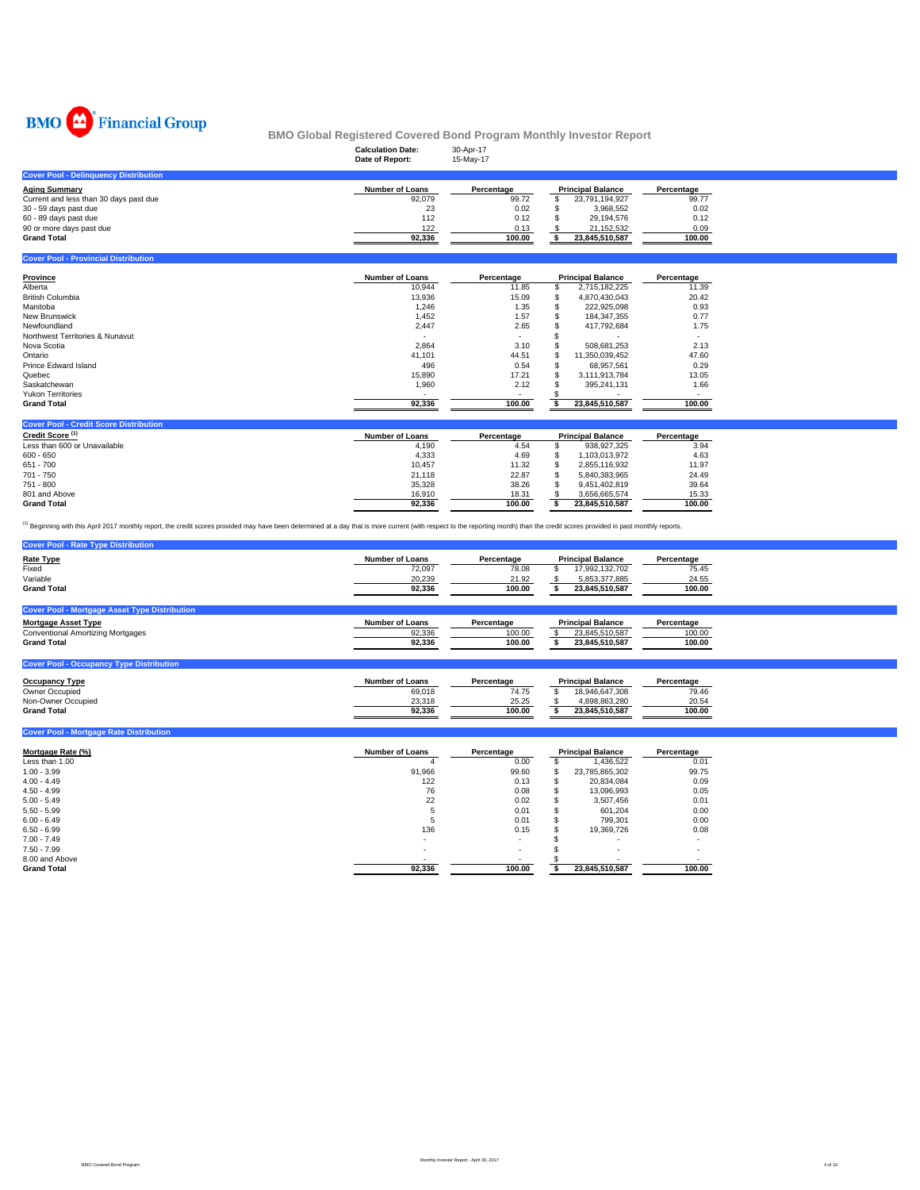BMO Financial Group

## BMO Global Registered Covered Bond Program Monthly Investor Report

**Calculation Date:** 30-Apr-17
**Date of Report:** 15-May-17

### Cover Pool - Delinquency Distribution

| Aging Summary | Number of Loans | Percentage | Principal Balance | Percentage |
|---|---|---|---|---|
| Current and less than 30 days past due | 92,079 | 99.72 | $ 23,791,194,927 | 99.77 |
| 30 - 59 days past due | 23 | 0.02 | $ 3,968,552 | 0.02 |
| 60 - 89 days past due | 112 | 0.12 | $ 29,194,576 | 0.12 |
| 90 or more days past due | 122 | 0.13 | $ 21,152,532 | 0.09 |
| **Grand Total** | **92,336** | **100.00** | **$ 23,845,510,587** | **100.00** |

### Cover Pool - Provincial Distribution

| Province | Number of Loans | Percentage | Principal Balance | Percentage |
|---|---|---|---|---|
| Alberta | 10,944 | 11.85 | $ 2,715,182,225 | 11.39 |
| British Columbia | 13,936 | 15.09 | $ 4,870,430,043 | 20.42 |
| Manitoba | 1,246 | 1.35 | $ 222,925,098 | 0.93 |
| New Brunswick | 1,452 | 1.57 | $ 184,347,355 | 0.77 |
| Newfoundland | 2,447 | 2.65 | $ 417,792,684 | 1.75 |
| Northwest Territories & Nunavut | - | - | $ - | - |
| Nova Scotia | 2,864 | 3.10 | $ 508,681,253 | 2.13 |
| Ontario | 41,101 | 44.51 | $ 11,350,039,452 | 47.60 |
| Prince Edward Island | 496 | 0.54 | $ 68,957,561 | 0.29 |
| Quebec | 15,890 | 17.21 | $ 3,111,913,784 | 13.05 |
| Saskatchewan | 1,960 | 2.12 | $ 395,241,131 | 1.66 |
| Yukon Territories | - | - | $ - | - |
| **Grand Total** | **92,336** | **100.00** | **$ 23,845,510,587** | **100.00** |

### Cover Pool - Credit Score Distribution

| Credit Score [1] | Number of Loans | Percentage | Principal Balance | Percentage |
|---|---|---|---|---|
| Less than 600 or Unavailable | 4,190 | 4.54 | $ 938,927,325 | 3.94 |
| 600 - 650 | 4,333 | 4.69 | $ 1,103,013,972 | 4.63 |
| 651 - 700 | 10,457 | 11.32 | $ 2,855,116,932 | 11.97 |
| 701 - 750 | 21,118 | 22.87 | $ 5,840,383,965 | 24.49 |
| 751 - 800 | 35,328 | 38.26 | $ 9,451,402,819 | 39.64 |
| 801 and Above | 16,910 | 18.31 | $ 3,656,665,574 | 15.33 |
| **Grand Total** | **92,336** | **100.00** | **$ 23,845,510,587** | **100.00** |

[1] Beginning with this April 2017 monthly report, the credit scores provided may have been determined at a day that is more current (with respect to the reporting month) than the credit scores provided in past monthly reports.

### Cover Pool - Rate Type Distribution

| Rate Type | Number of Loans | Percentage | Principal Balance | Percentage |
|---|---|---|---|---|
| Fixed | 72,097 | 78.08 | $ 17,992,132,702 | 75.45 |
| Variable | 20,239 | 21.92 | $ 5,853,377,885 | 24.55 |
| **Grand Total** | **92,336** | **100.00** | **$ 23,845,510,587** | **100.00** |

### Cover Pool - Mortgage Asset Type Distribution

| Mortgage Asset Type | Number of Loans | Percentage | Principal Balance | Percentage |
|---|---|---|---|---|
| Conventional Amortizing Mortgages | 92,336 | 100.00 | $ 23,845,510,587 | 100.00 |
| **Grand Total** | **92,336** | **100.00** | **$ 23,845,510,587** | **100.00** |

### Cover Pool - Occupancy Type Distribution

| Occupancy Type | Number of Loans | Percentage | Principal Balance | Percentage |
|---|---|---|---|---|
| Owner Occupied | 69,018 | 74.75 | $ 18,946,647,308 | 79.46 |
| Non-Owner Occupied | 23,318 | 25.25 | $ 4,898,863,280 | 20.54 |
| **Grand Total** | **92,336** | **100.00** | **$ 23,845,510,587** | **100.00** |

### Cover Pool - Mortgage Rate Distribution

| Mortgage Rate (%) | Number of Loans | Percentage | Principal Balance | Percentage |
|---|---|---|---|---|
| Less than 1.00 | 4 | 0.00 | $ 1,436,522 | 0.01 |
| 1.00 - 3.99 | 91,966 | 99.60 | $ 23,785,865,302 | 99.75 |
| 4.00 - 4.49 | 122 | 0.13 | $ 20,834,084 | 0.09 |
| 4.50 - 4.99 | 76 | 0.08 | $ 13,096,993 | 0.05 |
| 5.00 - 5.49 | 22 | 0.02 | $ 3,507,456 | 0.01 |
| 5.50 - 5.99 | 5 | 0.01 | $ 601,204 | 0.00 |
| 6.00 - 6.49 | 5 | 0.01 | $ 799,301 | 0.00 |
| 6.50 - 6.99 | 136 | 0.15 | $ 19,369,726 | 0.08 |
| 7.00 - 7.49 | - | - | $ - | - |
| 7.50 - 7.99 | - | - | $ - | - |
| 8.00 and Above | - | - | $ - | - |
| **Grand Total** | **92,336** | **100.00** | **$ 23,845,510,587** | **100.00** |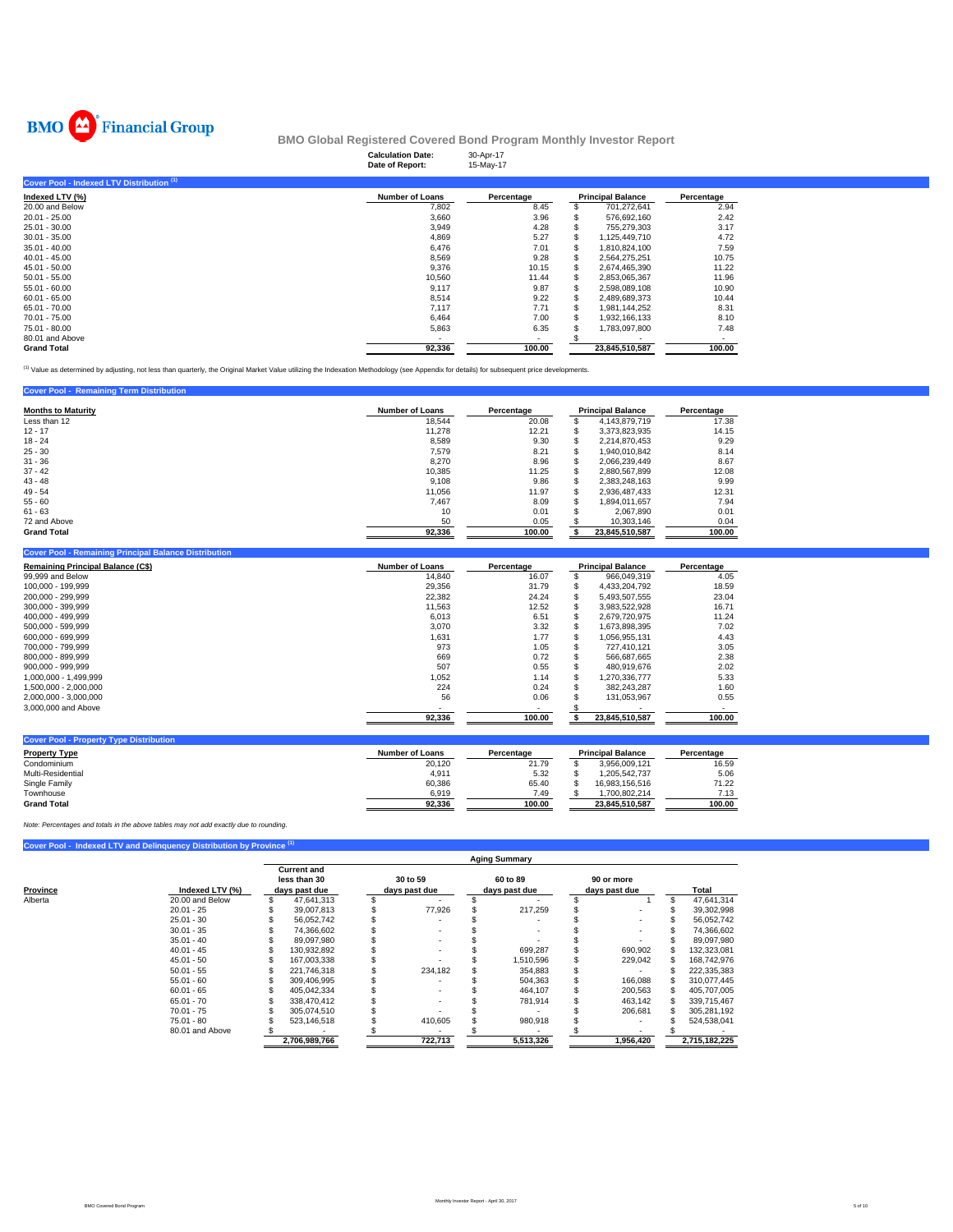BMO Financial Group

# BMO Global Registered Covered Bond Program Monthly Investor Report

**Calculation Date:** 30-Apr-17
**Date of Report:** 15-May-17

## Cover Pool - Indexed LTV Distribution [1]

| Indexed LTV (%) | Number of Loans | Percentage | Principal Balance | Percentage |
|---|---|---|---|---|
| 20.00 and Below | 7,802 | 8.45 | $ 701,272,641 | 2.94 |
| 20.01 - 25.00 | 3,660 | 3.96 | $ 576,692,160 | 2.42 |
| 25.01 - 30.00 | 3,949 | 4.28 | $ 755,279,303 | 3.17 |
| 30.01 - 35.00 | 4,869 | 5.27 | $ 1,125,449,710 | 4.72 |
| 35.01 - 40.00 | 6,476 | 7.01 | $ 1,810,824,100 | 7.59 |
| 40.01 - 45.00 | 8,569 | 9.28 | $ 2,564,275,251 | 10.75 |
| 45.01 - 50.00 | 9,376 | 10.15 | $ 2,674,465,390 | 11.22 |
| 50.01 - 55.00 | 10,560 | 11.44 | $ 2,853,065,367 | 11.96 |
| 55.01 - 60.00 | 9,117 | 9.87 | $ 2,598,089,108 | 10.90 |
| 60.01 - 65.00 | 8,514 | 9.22 | $ 2,489,689,373 | 10.44 |
| 65.01 - 70.00 | 7,117 | 7.71 | $ 1,981,144,252 | 8.31 |
| 70.01 - 75.00 | 6,464 | 7.00 | $ 1,932,166,133 | 8.10 |
| 75.01 - 80.00 | 5,863 | 6.35 | $ 1,783,097,800 | 7.48 |
| 80.01 and Above | - | - | $ - | - |
| **Grand Total** | **92,336** | **100.00** | **23,845,510,587** | **100.00** |

[1] Value as determined by adjusting, not less than quarterly, the Original Market Value utilizing the Indexation Methodology (see Appendix for details) for subsequent price developments.

## Cover Pool - Remaining Term Distribution

| Months to Maturity | Number of Loans | Percentage | Principal Balance | Percentage |
|---|---|---|---|---|
| Less than 12 | 18,544 | 20.08 | $ 4,143,879,719 | 17.38 |
| 12 - 17 | 11,278 | 12.21 | $ 3,373,823,935 | 14.15 |
| 18 - 24 | 8,589 | 9.30 | $ 2,214,870,453 | 9.29 |
| 25 - 30 | 7,579 | 8.21 | $ 1,940,010,842 | 8.14 |
| 31 - 36 | 8,270 | 8.96 | $ 2,066,239,449 | 8.67 |
| 37 - 42 | 10,385 | 11.25 | $ 2,880,567,899 | 12.08 |
| 43 - 48 | 9,108 | 9.86 | $ 2,383,248,163 | 9.99 |
| 49 - 54 | 11,056 | 11.97 | $ 2,936,487,433 | 12.31 |
| 55 - 60 | 7,467 | 8.09 | $ 1,894,011,657 | 7.94 |
| 61 - 63 | 10 | 0.01 | $ 2,067,890 | 0.01 |
| 72 and Above | 50 | 0.05 | $ 10,303,146 | 0.04 |
| **Grand Total** | **92,336** | **100.00** | **$ 23,845,510,587** | **100.00** |

## Cover Pool - Remaining Principal Balance Distribution

| Remaining Principal Balance (C$) | Number of Loans | Percentage | Principal Balance | Percentage |
|---|---|---|---|---|
| 99,999 and Below | 14,840 | 16.07 | $ 966,049,319 | 4.05 |
| 100,000 - 199,999 | 29,356 | 31.79 | $ 4,433,204,792 | 18.59 |
| 200,000 - 299,999 | 22,382 | 24.24 | $ 5,493,507,555 | 23.04 |
| 300,000 - 399,999 | 11,563 | 12.52 | $ 3,983,522,928 | 16.71 |
| 400,000 - 499,999 | 6,013 | 6.51 | $ 2,679,720,975 | 11.24 |
| 500,000 - 599,999 | 3,070 | 3.32 | $ 1,673,898,395 | 7.02 |
| 600,000 - 699,999 | 1,631 | 1.77 | $ 1,056,955,131 | 4.43 |
| 700,000 - 799,999 | 973 | 1.05 | $ 727,410,121 | 3.05 |
| 800,000 - 899,999 | 669 | 0.72 | $ 566,687,665 | 2.38 |
| 900,000 - 999,999 | 507 | 0.55 | $ 480,919,676 | 2.02 |
| 1,000,000 - 1,499,999 | 1,052 | 1.14 | $ 1,270,336,777 | 5.33 |
| 1,500,000 - 2,000,000 | 224 | 0.24 | $ 382,243,287 | 1.60 |
| 2,000,000 - 3,000,000 | 56 | 0.06 | $ 131,053,967 | 0.55 |
| 3,000,000 and Above | - | - | $ - | - |
| | **92,336** | **100.00** | **$ 23,845,510,587** | **100.00** |

## Cover Pool - Property Type Distribution

| Property Type | Number of Loans | Percentage | Principal Balance | Percentage |
|---|---|---|---|---|
| Condominium | 20,120 | 21.79 | $ 3,956,009,121 | 16.59 |
| Multi-Residential | 4,911 | 5.32 | $ 1,205,542,737 | 5.06 |
| Single Family | 60,386 | 65.40 | $ 16,983,156,516 | 71.22 |
| Townhouse | 6,919 | 7.49 | $ 1,700,802,214 | 7.13 |
| **Grand Total** | **92,336** | **100.00** | **23,845,510,587** | **100.00** |

*Note: Percentages and totals in the above tables may not add exactly due to rounding.*

## Cover Pool - Indexed LTV and Delinquency Distribution by Province [1]

| | | Aging Summary | | | | |
|---|---|---|---|---|---|---|
| Province | Indexed LTV (%) | Current and less than 30 days past due | 30 to 59 days past due | 60 to 89 days past due | 90 or more days past due | Total |
| Alberta | 20.00 and Below | $ 47,641,313 | $ - | $ - | $ 1 | $ 47,641,314 |
| | 20.01 - 25 | $ 39,007,813 | $ 77,926 | $ 217,259 | $ - | $ 39,302,998 |
| | 25.01 - 30 | $ 56,052,742 | $ - | $ - | $ - | $ 56,052,742 |
| | 30.01 - 35 | $ 74,366,602 | $ - | $ - | $ - | $ 74,366,602 |
| | 35.01 - 40 | $ 89,097,980 | $ - | $ - | $ - | $ 89,097,980 |
| | 40.01 - 45 | $ 130,932,892 | $ - | $ 699,287 | $ 690,902 | $ 132,323,081 |
| | 45.01 - 50 | $ 167,003,338 | $ - | $ 1,510,596 | $ 229,042 | $ 168,742,976 |
| | 50.01 - 55 | $ 221,746,318 | $ 234,182 | $ 354,883 | $ - | $ 222,335,383 |
| | 55.01 - 60 | $ 309,406,995 | $ - | $ 504,363 | $ 166,088 | $ 310,077,445 |
| | 60.01 - 65 | $ 405,042,334 | $ - | $ 464,107 | $ 200,563 | $ 405,707,005 |
| | 65.01 - 70 | $ 338,470,412 | $ - | $ 781,914 | $ 463,142 | $ 339,715,467 |
| | 70.01 - 75 | $ 305,074,510 | $ - | $ - | $ 206,681 | $ 305,281,192 |
| | 75.01 - 80 | $ 523,146,518 | $ 410,605 | $ 980,918 | $ - | $ 524,538,041 |
| | 80.01 and Above | $ - | $ - | $ - | $ - | $ - |
| | | **2,706,989,766** | **722,713** | **5,513,326** | **1,956,420** | **2,715,182,225** |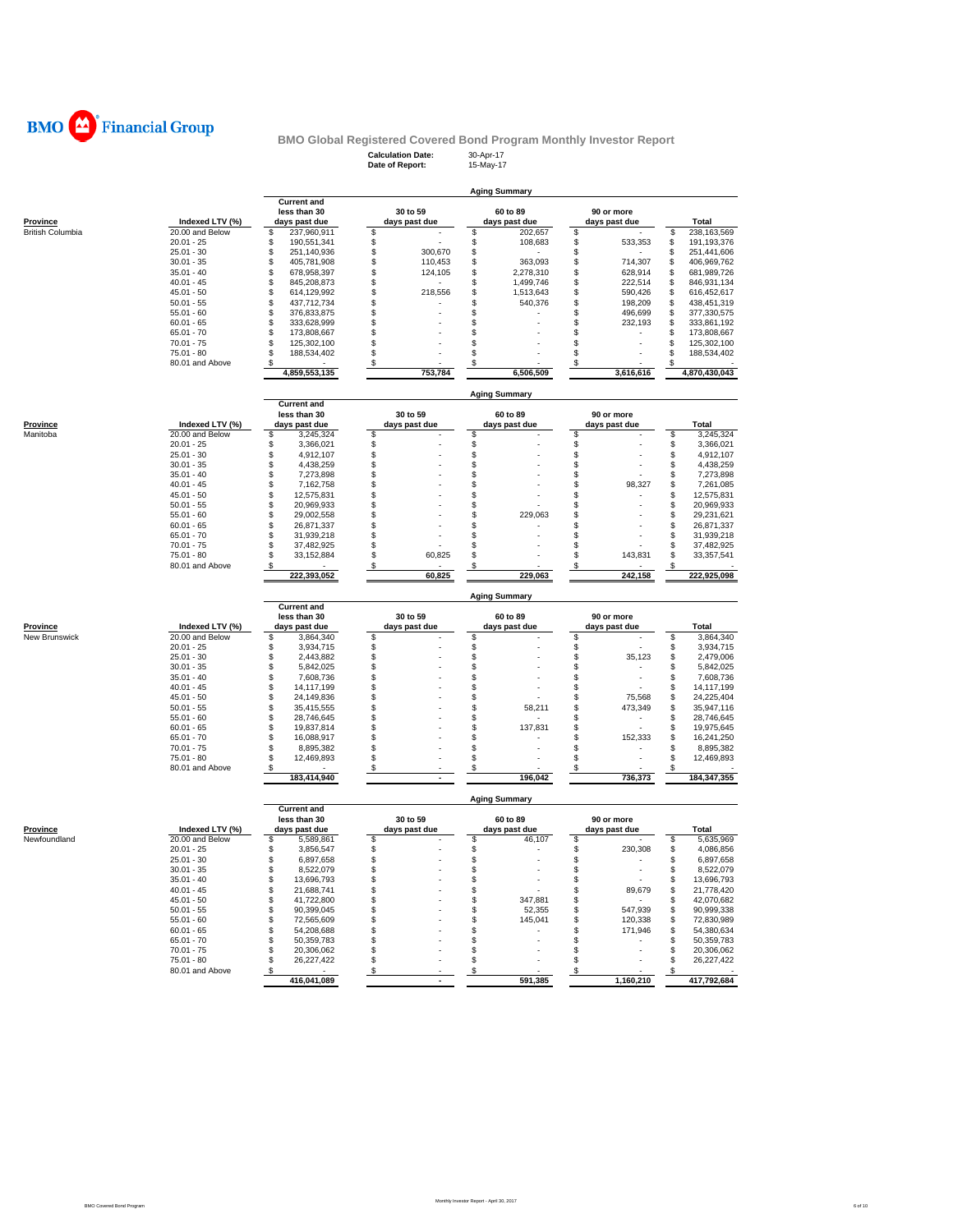# BMO Financial Group

## BMO Global Registered Covered Bond Program Monthly Investor Report

**Calculation Date:** 30-Apr-17
**Date of Report:** 15-May-17

### Aging Summary

| Province | Indexed LTV (%) | Current and less than 30 days past due | 30 to 59 days past due | 60 to 89 days past due | 90 or more days past due | Total |
|---|---|---|---|---|---|---|
| British Columbia | 20.00 and Below | $ 237,960,911 | $ - | $ 202,657 | $ - | $ 238,163,569 |
| | 20.01 - 25 | $ 190,551,341 | $ - | $ 108,683 | $ 533,353 | $ 191,193,376 |
| | 25.01 - 30 | $ 251,140,936 | $ 300,670 | $ - | $ - | $ 251,441,606 |
| | 30.01 - 35 | $ 405,781,908 | $ 110,453 | $ 363,093 | $ 714,307 | $ 406,969,762 |
| | 35.01 - 40 | $ 678,958,397 | $ 124,105 | $ 2,278,310 | $ 628,914 | $ 681,989,726 |
| | 40.01 - 45 | $ 845,208,873 | $ - | $ 1,499,746 | $ 222,514 | $ 846,931,134 |
| | 45.01 - 50 | $ 614,129,992 | $ 218,556 | $ 1,513,643 | $ 590,426 | $ 616,452,617 |
| | 50.01 - 55 | $ 437,712,734 | $ - | $ 540,376 | $ 198,209 | $ 438,451,319 |
| | 55.01 - 60 | $ 376,833,875 | $ - | $ - | $ 496,699 | $ 377,330,575 |
| | 60.01 - 65 | $ 333,628,999 | $ - | $ - | $ 232,193 | $ 333,861,192 |
| | 65.01 - 70 | $ 173,808,667 | $ - | $ - | $ - | $ 173,808,667 |
| | 70.01 - 75 | $ 125,302,100 | $ - | $ - | $ - | $ 125,302,100 |
| | 75.01 - 80 | $ 188,534,402 | $ - | $ - | $ - | $ 188,534,402 |
| | 80.01 and Above | $ - | $ - | $ - | $ - | $ - |
| | | 4,859,553,135 | 753,784 | 6,506,509 | 3,616,616 | 4,870,430,043 |

### Aging Summary

| Province | Indexed LTV (%) | Current and less than 30 days past due | 30 to 59 days past due | 60 to 89 days past due | 90 or more days past due | Total |
|---|---|---|---|---|---|---|
| Manitoba | 20.00 and Below | $ 3,245,324 | $ - | $ - | $ - | $ 3,245,324 |
| | 20.01 - 25 | $ 3,366,021 | $ - | $ - | $ - | $ 3,366,021 |
| | 25.01 - 30 | $ 4,912,107 | $ - | $ - | $ - | $ 4,912,107 |
| | 30.01 - 35 | $ 4,438,259 | $ - | $ - | $ - | $ 4,438,259 |
| | 35.01 - 40 | $ 7,273,898 | $ - | $ - | $ - | $ 7,273,898 |
| | 40.01 - 45 | $ 7,162,758 | $ - | $ - | $ 98,327 | $ 7,261,085 |
| | 45.01 - 50 | $ 12,575,831 | $ - | $ - | $ - | $ 12,575,831 |
| | 50.01 - 55 | $ 20,969,933 | $ - | $ - | $ - | $ 20,969,933 |
| | 55.01 - 60 | $ 29,002,558 | $ - | $ 229,063 | $ - | $ 29,231,621 |
| | 60.01 - 65 | $ 26,871,337 | $ - | $ - | $ - | $ 26,871,337 |
| | 65.01 - 70 | $ 31,939,218 | $ - | $ - | $ - | $ 31,939,218 |
| | 70.01 - 75 | $ 37,482,925 | $ - | $ - | $ - | $ 37,482,925 |
| | 75.01 - 80 | $ 33,152,884 | $ 60,825 | $ - | $ 143,831 | $ 33,357,541 |
| | 80.01 and Above | $ - | $ - | $ - | $ - | $ - |
| | | 222,393,052 | 60,825 | 229,063 | 242,158 | 222,925,098 |

### Aging Summary

| Province | Indexed LTV (%) | Current and less than 30 days past due | 30 to 59 days past due | 60 to 89 days past due | 90 or more days past due | Total |
|---|---|---|---|---|---|---|
| New Brunswick | 20.00 and Below | $ 3,864,340 | $ - | $ - | $ - | $ 3,864,340 |
| | 20.01 - 25 | $ 3,934,715 | $ - | $ - | $ - | $ 3,934,715 |
| | 25.01 - 30 | $ 2,443,882 | $ - | $ - | $ 35,123 | $ 2,479,006 |
| | 30.01 - 35 | $ 5,842,025 | $ - | $ - | $ - | $ 5,842,025 |
| | 35.01 - 40 | $ 7,608,736 | $ - | $ - | $ - | $ 7,608,736 |
| | 40.01 - 45 | $ 14,117,199 | $ - | $ - | $ - | $ 14,117,199 |
| | 45.01 - 50 | $ 24,149,836 | $ - | $ - | $ 75,568 | $ 24,225,404 |
| | 50.01 - 55 | $ 35,415,555 | $ - | $ 58,211 | $ 473,349 | $ 35,947,116 |
| | 55.01 - 60 | $ 28,746,645 | $ - | $ - | $ - | $ 28,746,645 |
| | 60.01 - 65 | $ 19,837,814 | $ - | $ 137,831 | $ - | $ 19,975,645 |
| | 65.01 - 70 | $ 16,088,917 | $ - | $ - | $ 152,333 | $ 16,241,250 |
| | 70.01 - 75 | $ 8,895,382 | $ - | $ - | $ - | $ 8,895,382 |
| | 75.01 - 80 | $ 12,469,893 | $ - | $ - | $ - | $ 12,469,893 |
| | 80.01 and Above | $ - | $ - | $ - | $ - | $ - |
| | | 183,414,940 | - | 196,042 | 736,373 | 184,347,355 |

### Aging Summary

| Province | Indexed LTV (%) | Current and less than 30 days past due | 30 to 59 days past due | 60 to 89 days past due | 90 or more days past due | Total |
|---|---|---|---|---|---|---|
| Newfoundland | 20.00 and Below | $ 5,589,861 | $ - | $ 46,107 | $ - | $ 5,635,969 |
| | 20.01 - 25 | $ 3,856,547 | $ - | $ - | $ 230,308 | $ 4,086,856 |
| | 25.01 - 30 | $ 6,897,658 | $ - | $ - | $ - | $ 6,897,658 |
| | 30.01 - 35 | $ 8,522,079 | $ - | $ - | $ - | $ 8,522,079 |
| | 35.01 - 40 | $ 13,696,793 | $ - | $ - | $ - | $ 13,696,793 |
| | 40.01 - 45 | $ 21,688,741 | $ - | $ - | $ 89,679 | $ 21,778,420 |
| | 45.01 - 50 | $ 41,722,800 | $ - | $ 347,881 | $ - | $ 42,070,682 |
| | 50.01 - 55 | $ 90,399,045 | $ - | $ 52,355 | $ 547,939 | $ 90,999,338 |
| | 55.01 - 60 | $ 72,565,609 | $ - | $ 145,041 | $ 120,338 | $ 72,830,989 |
| | 60.01 - 65 | $ 54,208,688 | $ - | $ - | $ 171,946 | $ 54,380,634 |
| | 65.01 - 70 | $ 50,359,783 | $ - | $ - | $ - | $ 50,359,783 |
| | 70.01 - 75 | $ 20,306,062 | $ - | $ - | $ - | $ 20,306,062 |
| | 75.01 - 80 | $ 26,227,422 | $ - | $ - | $ - | $ 26,227,422 |
| | 80.01 and Above | $ - | $ - | $ - | $ - | $ - |
| | | 416,041,089 | - | 591,385 | 1,160,210 | 417,792,684 |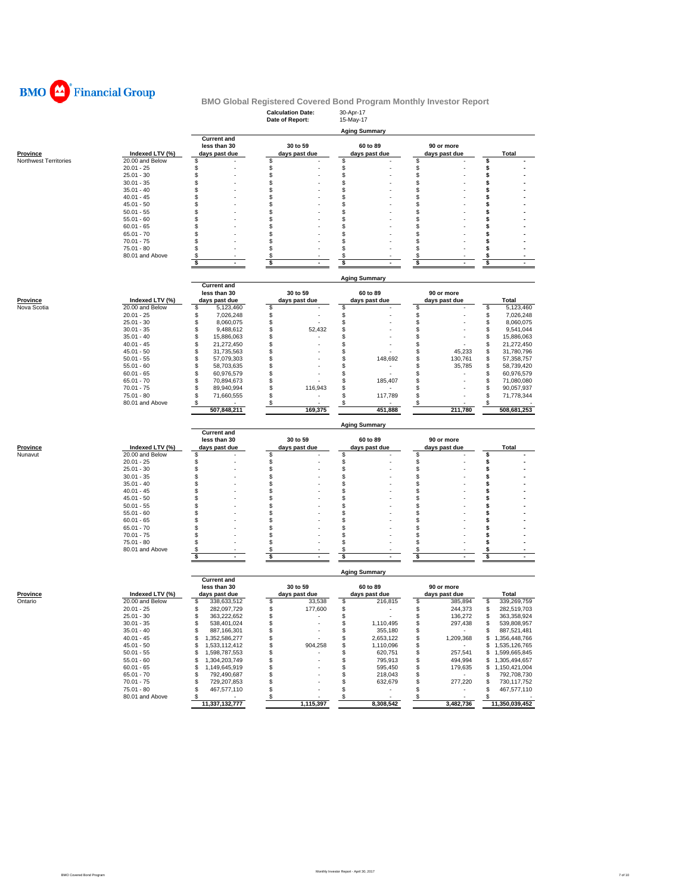BMO Financial Group

# BMO Global Registered Covered Bond Program Monthly Investor Report

**Calculation Date:** 30-Apr-17
**Date of Report:** 15-May-17

## Aging Summary

| Province | Indexed LTV (%) | Current and less than 30 days past due | 30 to 59 days past due | 60 to 89 days past due | 90 or more days past due | Total |
|---|---|---|---|---|---|---|
| Northwest Territories | 20.00 and Below | $ - | $ - | $ - | $ - | $ - |
| | 20.01 - 25 | $ - | $ - | $ - | $ - | $ - |
| | 25.01 - 30 | $ - | $ - | $ - | $ - | $ - |
| | 30.01 - 35 | $ - | $ - | $ - | $ - | $ - |
| | 35.01 - 40 | $ - | $ - | $ - | $ - | $ - |
| | 40.01 - 45 | $ - | $ - | $ - | $ - | $ - |
| | 45.01 - 50 | $ - | $ - | $ - | $ - | $ - |
| | 50.01 - 55 | $ - | $ - | $ - | $ - | $ - |
| | 55.01 - 60 | $ - | $ - | $ - | $ - | $ - |
| | 60.01 - 65 | $ - | $ - | $ - | $ - | $ - |
| | 65.01 - 70 | $ - | $ - | $ - | $ - | $ - |
| | 70.01 - 75 | $ - | $ - | $ - | $ - | $ - |
| | 75.01 - 80 | $ - | $ - | $ - | $ - | $ - |
| | 80.01 and Above | $ - | $ - | $ - | $ - | $ - |
| | | $ - | $ - | $ - | $ - | $ - |

## Aging Summary

| Province | Indexed LTV (%) | Current and less than 30 days past due | 30 to 59 days past due | 60 to 89 days past due | 90 or more days past due | Total |
|---|---|---|---|---|---|---|
| Nova Scotia | 20.00 and Below | $ 5,123,460 | $ - | $ - | $ - | $ 5,123,460 |
| | 20.01 - 25 | $ 7,026,248 | $ - | $ - | $ - | $ 7,026,248 |
| | 25.01 - 30 | $ 8,060,075 | $ - | $ - | $ - | $ 8,060,075 |
| | 30.01 - 35 | $ 9,488,612 | $ 52,432 | $ - | $ - | $ 9,541,044 |
| | 35.01 - 40 | $ 15,886,063 | $ - | $ - | $ - | $ 15,886,063 |
| | 40.01 - 45 | $ 21,272,450 | $ - | $ - | $ - | $ 21,272,450 |
| | 45.01 - 50 | $ 31,735,563 | $ - | $ - | $ 45,233 | $ 31,780,796 |
| | 50.01 - 55 | $ 57,079,303 | $ - | $ 148,692 | $ 130,761 | $ 57,358,757 |
| | 55.01 - 60 | $ 58,703,635 | $ - | $ - | $ 35,785 | $ 58,739,420 |
| | 60.01 - 65 | $ 60,976,579 | $ - | $ - | $ - | $ 60,976,579 |
| | 65.01 - 70 | $ 70,894,673 | $ - | $ 185,407 | $ - | $ 71,080,080 |
| | 70.01 - 75 | $ 89,940,994 | $ 116,943 | $ - | $ - | $ 90,057,937 |
| | 75.01 - 80 | $ 71,660,555 | $ - | $ 117,789 | $ - | $ 71,778,344 |
| | 80.01 and Above | $ - | $ - | $ - | $ - | $ - |
| | | 507,848,211 | 169,375 | 451,888 | 211,780 | 508,681,253 |

## Aging Summary

| Province | Indexed LTV (%) | Current and less than 30 days past due | 30 to 59 days past due | 60 to 89 days past due | 90 or more days past due | Total |
|---|---|---|---|---|---|---|
| Nunavut | 20.00 and Below | $ - | $ - | $ - | $ - | $ - |
| | 20.01 - 25 | $ - | $ - | $ - | $ - | $ - |
| | 25.01 - 30 | $ - | $ - | $ - | $ - | $ - |
| | 30.01 - 35 | $ - | $ - | $ - | $ - | $ - |
| | 35.01 - 40 | $ - | $ - | $ - | $ - | $ - |
| | 40.01 - 45 | $ - | $ - | $ - | $ - | $ - |
| | 45.01 - 50 | $ - | $ - | $ - | $ - | $ - |
| | 50.01 - 55 | $ - | $ - | $ - | $ - | $ - |
| | 55.01 - 60 | $ - | $ - | $ - | $ - | $ - |
| | 60.01 - 65 | $ - | $ - | $ - | $ - | $ - |
| | 65.01 - 70 | $ - | $ - | $ - | $ - | $ - |
| | 70.01 - 75 | $ - | $ - | $ - | $ - | $ - |
| | 75.01 - 80 | $ - | $ - | $ - | $ - | $ - |
| | 80.01 and Above | $ - | $ - | $ - | $ - | $ - |
| | | $ - | $ - | $ - | $ - | $ - |

## Aging Summary

| Province | Indexed LTV (%) | Current and less than 30 days past due | 30 to 59 days past due | 60 to 89 days past due | 90 or more days past due | Total |
|---|---|---|---|---|---|---|
| Ontario | 20.00 and Below | $ 338,633,512 | $ 33,538 | $ 216,815 | $ 385,894 | $ 339,269,759 |
| | 20.01 - 25 | $ 282,097,729 | $ 177,600 | $ - | $ 244,373 | $ 282,519,703 |
| | 25.01 - 30 | $ 363,222,652 | $ - | $ - | $ 136,272 | $ 363,358,924 |
| | 30.01 - 35 | $ 538,401,024 | $ - | $ 1,110,495 | $ 297,438 | $ 539,808,957 |
| | 35.01 - 40 | $ 887,166,301 | $ - | $ 355,180 | $ - | $ 887,521,481 |
| | 40.01 - 45 | $ 1,352,586,277 | $ - | $ 2,653,122 | $ 1,209,368 | $ 1,356,448,766 |
| | 45.01 - 50 | $ 1,533,112,412 | $ 904,258 | $ 1,110,096 | $ - | $ 1,535,126,765 |
| | 50.01 - 55 | $ 1,598,787,553 | $ - | $ 620,751 | $ 257,541 | $ 1,599,665,845 |
| | 55.01 - 60 | $ 1,304,203,749 | $ - | $ 795,913 | $ 494,994 | $ 1,305,494,657 |
| | 60.01 - 65 | $ 1,149,645,919 | $ - | $ 595,450 | $ 179,635 | $ 1,150,421,004 |
| | 65.01 - 70 | $ 792,490,687 | $ - | $ 218,043 | $ - | $ 792,708,730 |
| | 70.01 - 75 | $ 729,207,853 | $ - | $ 632,679 | $ 277,220 | $ 730,117,752 |
| | 75.01 - 80 | $ 467,577,110 | $ - | $ - | $ - | $ 467,577,110 |
| | 80.01 and Above | $ - | $ - | $ - | $ - | $ - |
| | | 11,337,132,777 | 1,115,397 | 8,308,542 | 3,482,736 | 11,350,039,452 |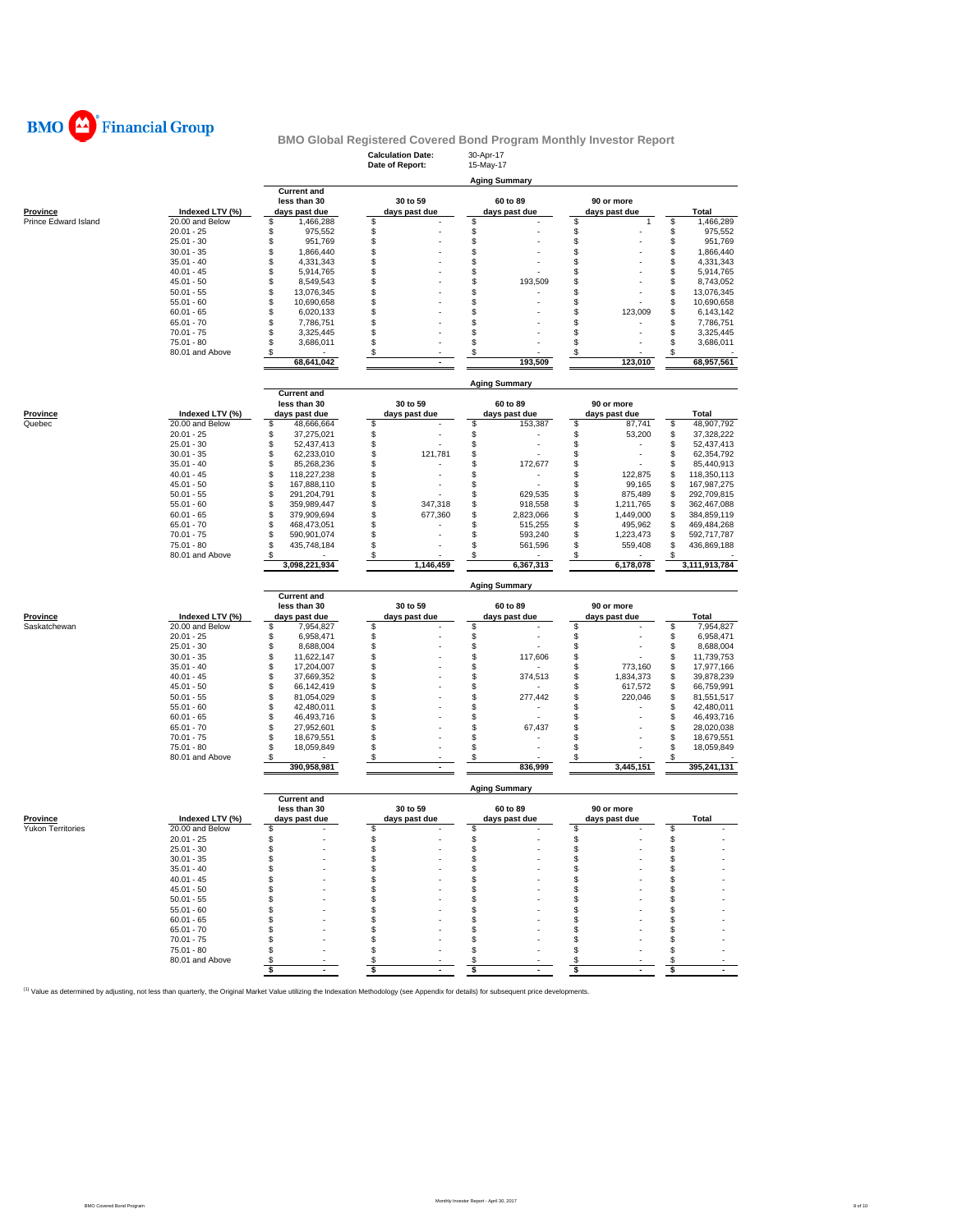# BMO Financial Group

## BMO Global Registered Covered Bond Program Monthly Investor Report

**Calculation Date:** 30-Apr-17
**Date of Report:** 15-May-17

### Aging Summary

| Province | Indexed LTV (%) | Current and less than 30 days past due | 30 to 59 days past due | 60 to 89 days past due | 90 or more days past due | Total |
|---|---|---|---|---|---|---|
| Prince Edward Island | 20.00 and Below | $ 1,466,288 | $ - | $ - | $ 1 | $ 1,466,289 |
| | 20.01 - 25 | $ 975,552 | $ - | $ - | $ - | $ 975,552 |
| | 25.01 - 30 | $ 951,769 | $ - | $ - | $ - | $ 951,769 |
| | 30.01 - 35 | $ 1,866,440 | $ - | $ - | $ - | $ 1,866,440 |
| | 35.01 - 40 | $ 4,331,343 | $ - | $ - | $ - | $ 4,331,343 |
| | 40.01 - 45 | $ 5,914,765 | $ - | $ - | $ - | $ 5,914,765 |
| | 45.01 - 50 | $ 8,549,543 | $ - | $ 193,509 | $ - | $ 8,743,052 |
| | 50.01 - 55 | $ 13,076,345 | $ - | $ - | $ - | $ 13,076,345 |
| | 55.01 - 60 | $ 10,690,658 | $ - | $ - | $ - | $ 10,690,658 |
| | 60.01 - 65 | $ 6,020,133 | $ - | $ - | $ 123,009 | $ 6,143,142 |
| | 65.01 - 70 | $ 7,786,751 | $ - | $ - | $ - | $ 7,786,751 |
| | 70.01 - 75 | $ 3,325,445 | $ - | $ - | $ - | $ 3,325,445 |
| | 75.01 - 80 | $ 3,686,011 | $ - | $ - | $ - | $ 3,686,011 |
| | 80.01 and Above | $ - | $ - | $ - | $ - | $ - |
| | | 68,641,042 | - | 193,509 | 123,010 | 68,957,561 |

### Aging Summary

| Province | Indexed LTV (%) | Current and less than 30 days past due | 30 to 59 days past due | 60 to 89 days past due | 90 or more days past due | Total |
|---|---|---|---|---|---|---|
| Quebec | 20.00 and Below | $ 48,666,664 | $ - | $ 153,387 | $ 87,741 | $ 48,907,792 |
| | 20.01 - 25 | $ 37,275,021 | $ - | $ - | $ 53,200 | $ 37,328,222 |
| | 25.01 - 30 | $ 52,437,413 | $ - | $ - | $ - | $ 52,437,413 |
| | 30.01 - 35 | $ 62,233,010 | $ 121,781 | $ - | $ - | $ 62,354,792 |
| | 35.01 - 40 | $ 85,268,236 | $ - | $ 172,677 | $ - | $ 85,440,913 |
| | 40.01 - 45 | $ 118,227,238 | $ - | $ - | $ 122,875 | $ 118,350,113 |
| | 45.01 - 50 | $ 167,888,110 | $ - | $ - | $ 99,165 | $ 167,987,275 |
| | 50.01 - 55 | $ 291,204,791 | $ - | $ 629,535 | $ 875,489 | $ 292,709,815 |
| | 55.01 - 60 | $ 359,989,447 | $ 347,318 | $ 918,558 | $ 1,211,765 | $ 362,467,088 |
| | 60.01 - 65 | $ 379,909,694 | $ 677,360 | $ 2,823,066 | $ 1,449,000 | $ 384,859,119 |
| | 65.01 - 70 | $ 468,473,051 | $ - | $ 515,255 | $ 495,962 | $ 469,484,268 |
| | 70.01 - 75 | $ 590,901,074 | $ - | $ 593,240 | $ 1,223,473 | $ 592,717,787 |
| | 75.01 - 80 | $ 435,748,184 | $ - | $ 561,596 | $ 559,408 | $ 436,869,188 |
| | 80.01 and Above | $ - | $ - | $ - | $ - | $ - |
| | | 3,098,221,934 | 1,146,459 | 6,367,313 | 6,178,078 | 3,111,913,784 |

### Aging Summary

| Province | Indexed LTV (%) | Current and less than 30 days past due | 30 to 59 days past due | 60 to 89 days past due | 90 or more days past due | Total |
|---|---|---|---|---|---|---|
| Saskatchewan | 20.00 and Below | $ 7,954,827 | $ - | $ - | $ - | $ 7,954,827 |
| | 20.01 - 25 | $ 6,958,471 | $ - | $ - | $ - | $ 6,958,471 |
| | 25.01 - 30 | $ 8,688,004 | $ - | $ - | $ - | $ 8,688,004 |
| | 30.01 - 35 | $ 11,622,147 | $ - | $ 117,606 | $ - | $ 11,739,753 |
| | 35.01 - 40 | $ 17,204,007 | $ - | $ - | $ 773,160 | $ 17,977,166 |
| | 40.01 - 45 | $ 37,669,352 | $ - | $ 374,513 | $ 1,834,373 | $ 39,878,239 |
| | 45.01 - 50 | $ 66,142,419 | $ - | $ - | $ 617,572 | $ 66,759,991 |
| | 50.01 - 55 | $ 81,054,029 | $ - | $ 277,442 | $ 220,046 | $ 81,551,517 |
| | 55.01 - 60 | $ 42,480,011 | $ - | $ - | $ - | $ 42,480,011 |
| | 60.01 - 65 | $ 46,493,716 | $ - | $ - | $ - | $ 46,493,716 |
| | 65.01 - 70 | $ 27,952,601 | $ - | $ 67,437 | $ - | $ 28,020,038 |
| | 70.01 - 75 | $ 18,679,551 | $ - | $ - | $ - | $ 18,679,551 |
| | 75.01 - 80 | $ 18,059,849 | $ - | $ - | $ - | $ 18,059,849 |
| | 80.01 and Above | $ - | $ - | $ - | $ - | $ - |
| | | 390,958,981 | - | 836,999 | 3,445,151 | 395,241,131 |

### Aging Summary

| Province | Indexed LTV (%) | Current and less than 30 days past due | 30 to 59 days past due | 60 to 89 days past due | 90 or more days past due | Total |
|---|---|---|---|---|---|---|
| Yukon Territories | 20.00 and Below | $ - | $ - | $ - | $ - | $ - |
| | 20.01 - 25 | $ - | $ - | $ - | $ - | $ - |
| | 25.01 - 30 | $ - | $ - | $ - | $ - | $ - |
| | 30.01 - 35 | $ - | $ - | $ - | $ - | $ - |
| | 35.01 - 40 | $ - | $ - | $ - | $ - | $ - |
| | 40.01 - 45 | $ - | $ - | $ - | $ - | $ - |
| | 45.01 - 50 | $ - | $ - | $ - | $ - | $ - |
| | 50.01 - 55 | $ - | $ - | $ - | $ - | $ - |
| | 55.01 - 60 | $ - | $ - | $ - | $ - | $ - |
| | 60.01 - 65 | $ - | $ - | $ - | $ - | $ - |
| | 65.01 - 70 | $ - | $ - | $ - | $ - | $ - |
| | 70.01 - 75 | $ - | $ - | $ - | $ - | $ - |
| | 75.01 - 80 | $ - | $ - | $ - | $ - | $ - |
| | 80.01 and Above | $ - | $ - | $ - | $ - | $ - |
| | | $ - | $ - | $ - | $ - | $ - |

[1] Value as determined by adjusting, not less than quarterly, the Original Market Value utilizing the Indexation Methodology (see Appendix for details) for subsequent price developments.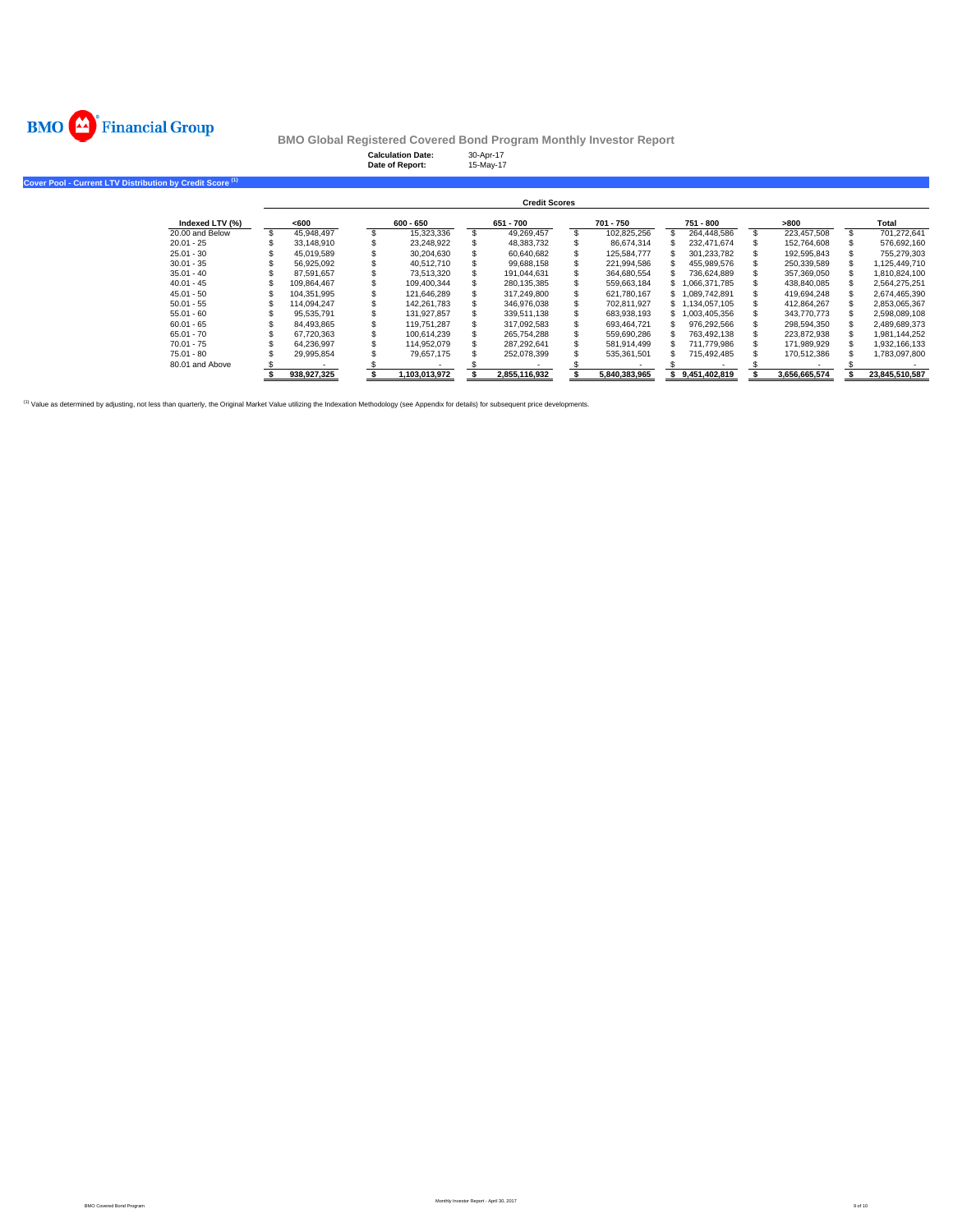BMO Financial Group

**BMO Global Registered Covered Bond Program Monthly Investor Report**

**Calculation Date:** 30-Apr-17
**Date of Report:** 15-May-17

## Cover Pool - Current LTV Distribution by Credit Score [1]

| | Credit Scores | | | | | | |
|---|---|---|---|---|---|---|---|
| **Indexed LTV (%)** | **<600** | **600 - 650** | **651 - 700** | **701 - 750** | **751 - 800** | **>800** | **Total** |
| 20.00 and Below | $ 45,948,497 | $ 15,323,336 | $ 49,269,457 | $ 102,825,256 | $ 264,448,586 | $ 223,457,508 | $ 701,272,641 |
| 20.01 - 25 | $ 33,148,910 | $ 23,248,922 | $ 48,383,732 | $ 86,674,314 | $ 232,471,674 | $ 152,764,608 | $ 576,692,160 |
| 25.01 - 30 | $ 45,019,589 | $ 30,204,630 | $ 60,640,682 | $ 125,584,777 | $ 301,233,782 | $ 192,595,843 | $ 755,279,303 |
| 30.01 - 35 | $ 56,925,092 | $ 40,512,710 | $ 99,688,158 | $ 221,994,586 | $ 455,989,576 | $ 250,339,589 | $ 1,125,449,710 |
| 35.01 - 40 | $ 87,591,657 | $ 73,513,320 | $ 191,044,631 | $ 364,680,554 | $ 736,624,889 | $ 357,369,050 | $ 1,810,824,100 |
| 40.01 - 45 | $ 109,864,467 | $ 109,400,344 | $ 280,135,385 | $ 559,663,184 | $ 1,066,371,785 | $ 438,840,085 | $ 2,564,275,251 |
| 45.01 - 50 | $ 104,351,995 | $ 121,646,289 | $ 317,249,800 | $ 621,780,167 | $ 1,089,742,891 | $ 419,694,248 | $ 2,674,465,390 |
| 50.01 - 55 | $ 114,094,247 | $ 142,261,783 | $ 346,976,038 | $ 702,811,927 | $ 1,134,057,105 | $ 412,864,267 | $ 2,853,065,367 |
| 55.01 - 60 | $ 95,535,791 | $ 131,927,857 | $ 339,511,138 | $ 683,938,193 | $ 1,003,405,356 | $ 343,770,773 | $ 2,598,089,108 |
| 60.01 - 65 | $ 84,493,865 | $ 119,751,287 | $ 317,092,583 | $ 693,464,721 | $ 976,292,566 | $ 298,594,350 | $ 2,489,689,373 |
| 65.01 - 70 | $ 67,720,363 | $ 100,614,239 | $ 265,754,288 | $ 559,690,286 | $ 763,492,138 | $ 223,872,938 | $ 1,981,144,252 |
| 70.01 - 75 | $ 64,236,997 | $ 114,952,079 | $ 287,292,641 | $ 581,914,499 | $ 711,779,986 | $ 171,989,929 | $ 1,932,166,133 |
| 75.01 - 80 | $ 29,995,854 | $ 79,657,175 | $ 252,078,399 | $ 535,361,501 | $ 715,492,485 | $ 170,512,386 | $ 1,783,097,800 |
| 80.01 and Above | $ - | $ - | $ - | $ - | $ - | $ - | $ - |
| | **$ 938,927,325** | **$ 1,103,013,972** | **$ 2,855,116,932** | **$ 5,840,383,965** | **$ 9,451,402,819** | **$ 3,656,665,574** | **$ 23,845,510,587** |

[1] Value as determined by adjusting, not less than quarterly, the Original Market Value utilizing the Indexation Methodology (see Appendix for details) for subsequent price developments.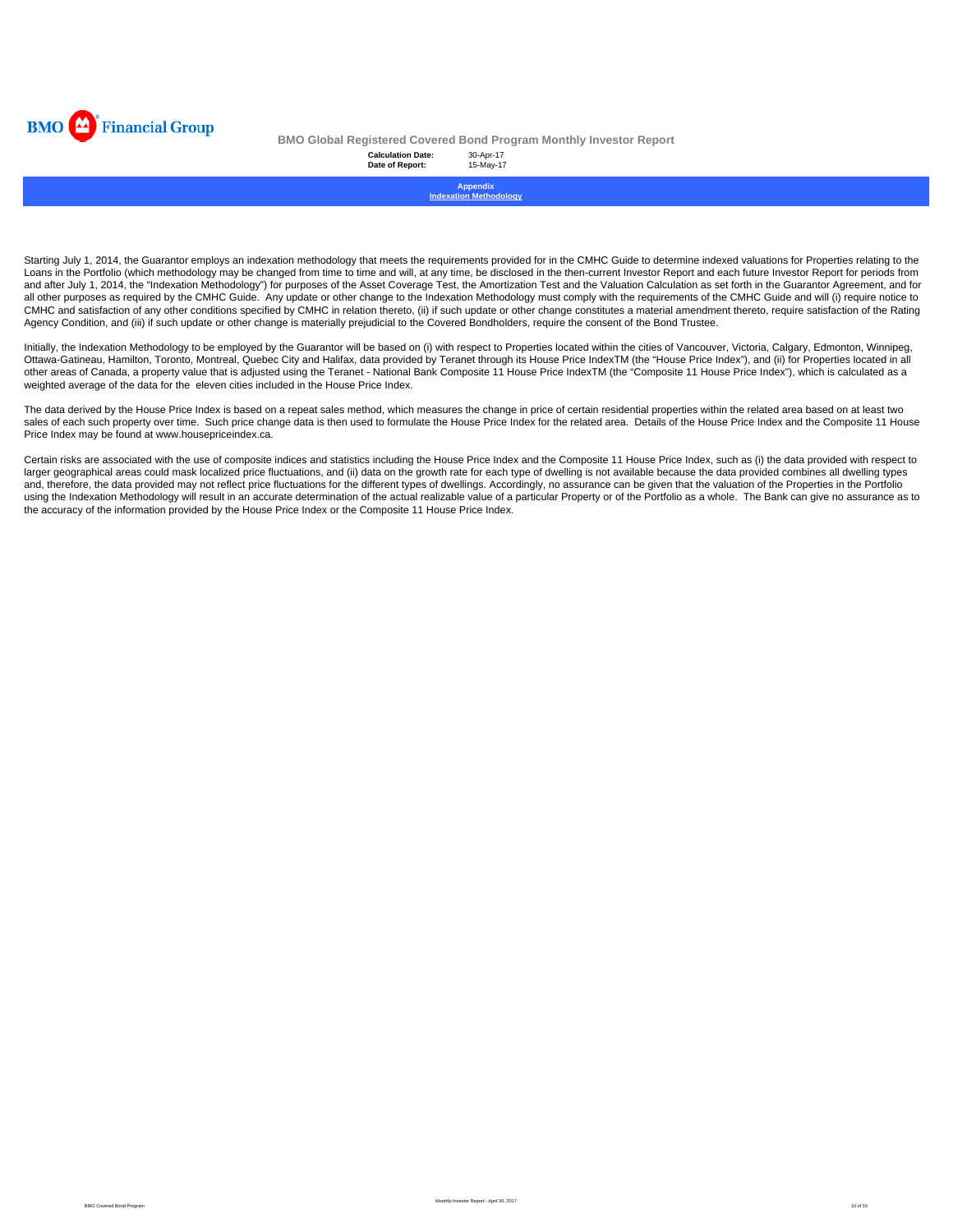**BMO Financial Group**

**BMO Global Registered Covered Bond Program Monthly Investor Report**

**Calculation Date:** 30-Apr-17
**Date of Report:** 15-May-17

## Appendix
### Indexation Methodology

Starting July 1, 2014, the Guarantor employs an indexation methodology that meets the requirements provided for in the CMHC Guide to determine indexed valuations for Properties relating to the Loans in the Portfolio (which methodology may be changed from time to time and will, at any time, be disclosed in the then-current Investor Report and each future Investor Report for periods from and after July 1, 2014, the "Indexation Methodology") for purposes of the Asset Coverage Test, the Amortization Test and the Valuation Calculation as set forth in the Guarantor Agreement, and for all other purposes as required by the CMHC Guide. Any update or other change to the Indexation Methodology must comply with the requirements of the CMHC Guide and will (i) require notice to CMHC and satisfaction of any other conditions specified by CMHC in relation thereto, (ii) if such update or other change constitutes a material amendment thereto, require satisfaction of the Rating Agency Condition, and (iii) if such update or other change is materially prejudicial to the Covered Bondholders, require the consent of the Bond Trustee.

Initially, the Indexation Methodology to be employed by the Guarantor will be based on (i) with respect to Properties located within the cities of Vancouver, Victoria, Calgary, Edmonton, Winnipeg, Ottawa-Gatineau, Hamilton, Toronto, Montreal, Quebec City and Halifax, data provided by Teranet through its House Price IndexTM (the "House Price Index"), and (ii) for Properties located in all other areas of Canada, a property value that is adjusted using the Teranet - National Bank Composite 11 House Price IndexTM (the "Composite 11 House Price Index"), which is calculated as a weighted average of the data for the eleven cities included in the House Price Index.

The data derived by the House Price Index is based on a repeat sales method, which measures the change in price of certain residential properties within the related area based on at least two sales of each such property over time. Such price change data is then used to formulate the House Price Index for the related area. Details of the House Price Index and the Composite 11 House Price Index may be found at www.housepriceindex.ca.

Certain risks are associated with the use of composite indices and statistics including the House Price Index and the Composite 11 House Price Index, such as (i) the data provided with respect to larger geographical areas could mask localized price fluctuations, and (ii) data on the growth rate for each type of dwelling is not available because the data provided combines all dwelling types and, therefore, the data provided may not reflect price fluctuations for the different types of dwellings. Accordingly, no assurance can be given that the valuation of the Properties in the Portfolio using the Indexation Methodology will result in an accurate determination of the actual realizable value of a particular Property or of the Portfolio as a whole. The Bank can give no assurance as to the accuracy of the information provided by the House Price Index or the Composite 11 House Price Index.